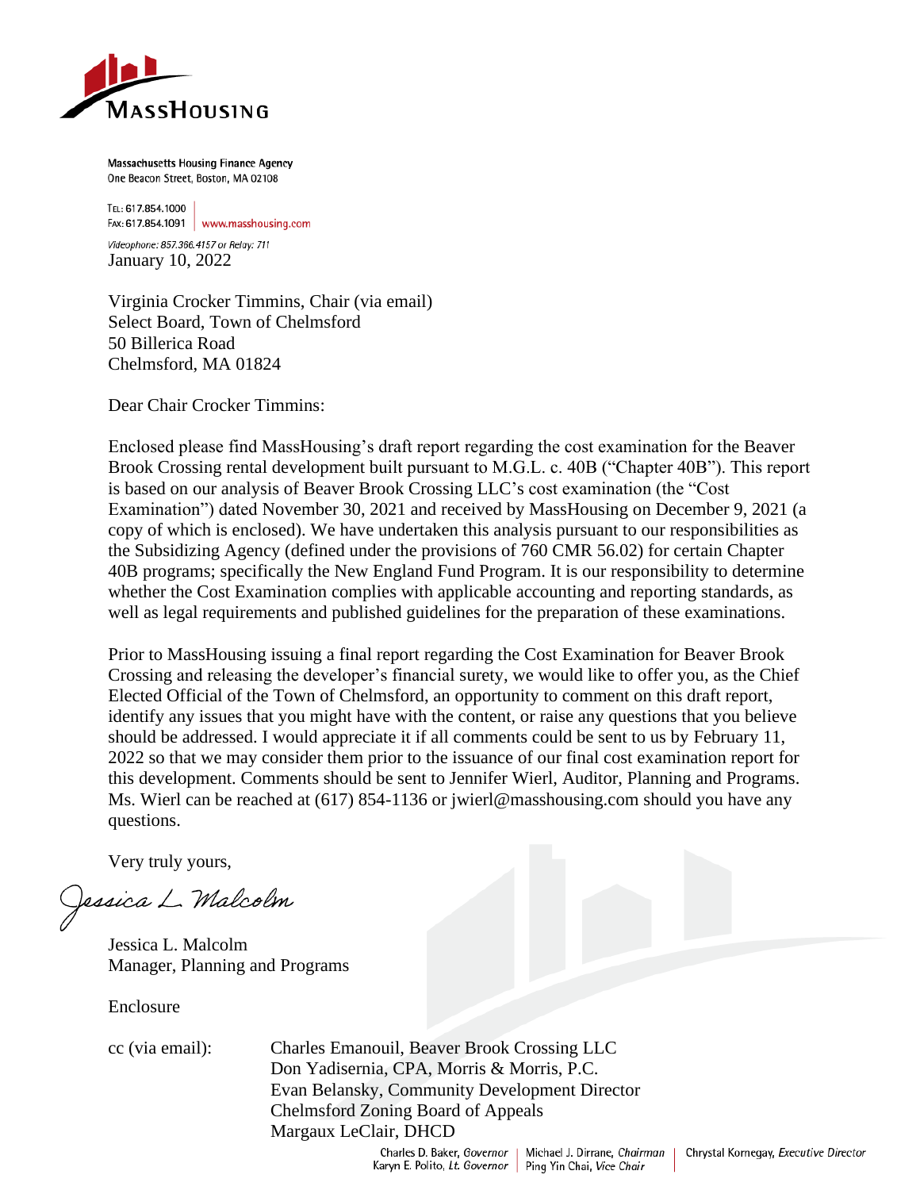MASSHOUSING

Massachusetts Housing Finance Agency
One Beacon Street, Boston, MA 02108

TEL: 617.854.1000
FAX: 617.854.1091 | www.masshousing.com

*Videophone: 857.366.4157 or Relay: 711*

January 10, 2022

Virginia Crocker Timmins, Chair (via email)
Select Board, Town of Chelmsford
50 Billerica Road
Chelmsford, MA 01824

Dear Chair Crocker Timmins:

Enclosed please find MassHousing's draft report regarding the cost examination for the Beaver Brook Crossing rental development built pursuant to M.G.L. c. 40B ("Chapter 40B"). This report is based on our analysis of Beaver Brook Crossing LLC's cost examination (the "Cost Examination") dated November 30, 2021 and received by MassHousing on December 9, 2021 (a copy of which is enclosed). We have undertaken this analysis pursuant to our responsibilities as the Subsidizing Agency (defined under the provisions of 760 CMR 56.02) for certain Chapter 40B programs; specifically the New England Fund Program. It is our responsibility to determine whether the Cost Examination complies with applicable accounting and reporting standards, as well as legal requirements and published guidelines for the preparation of these examinations.

Prior to MassHousing issuing a final report regarding the Cost Examination for Beaver Brook Crossing and releasing the developer's financial surety, we would like to offer you, as the Chief Elected Official of the Town of Chelmsford, an opportunity to comment on this draft report, identify any issues that you might have with the content, or raise any questions that you believe should be addressed. I would appreciate it if all comments could be sent to us by February 11, 2022 so that we may consider them prior to the issuance of our final cost examination report for this development. Comments should be sent to Jennifer Wierl, Auditor, Planning and Programs. Ms. Wierl can be reached at (617) 854-1136 or jwierl@masshousing.com should you have any questions.

Very truly yours,

*Jessica L. Malcolm*

Jessica L. Malcolm
Manager, Planning and Programs

Enclosure

cc (via email): Charles Emanouil, Beaver Brook Crossing LLC
Don Yadisernia, CPA, Morris & Morris, P.C.
Evan Belansky, Community Development Director
Chelmsford Zoning Board of Appeals
Margaux LeClair, DHCD

Charles D. Baker, *Governor* | Michael J. Dirrane, *Chairman* | Chrystal Kornegay, *Executive Director*
Karyn E. Polito, *Lt. Governor* | Ping Yin Chai, *Vice Chair*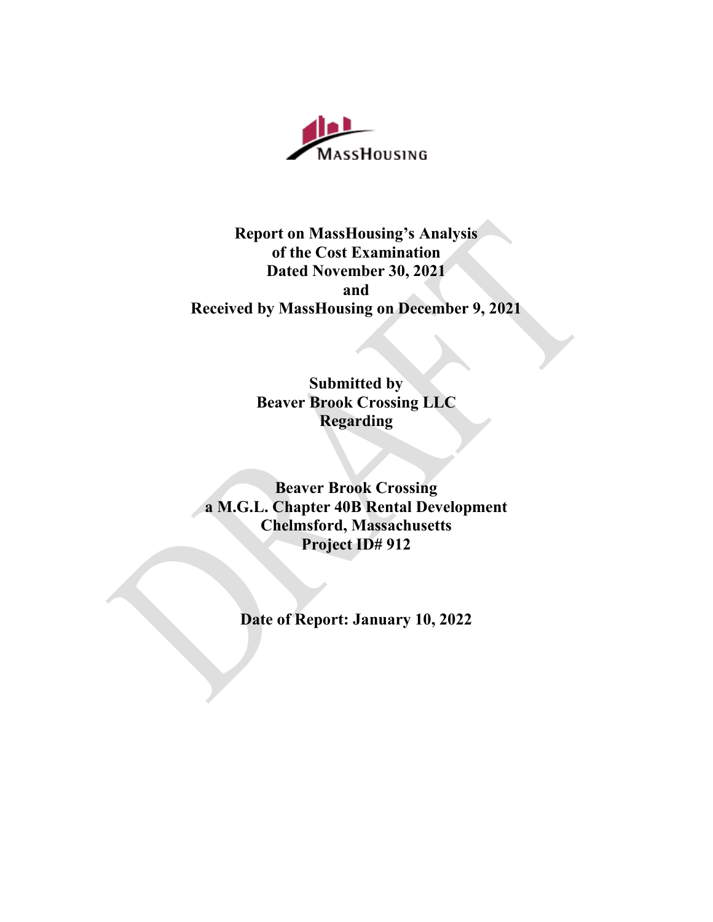MassHousing

**Report on MassHousing's Analysis of the Cost Examination Dated November 30, 2021 and Received by MassHousing on December 9, 2021**

**Submitted by Beaver Brook Crossing LLC Regarding**

**Beaver Brook Crossing a M.G.L. Chapter 40B Rental Development Chelmsford, Massachusetts Project ID# 912**

**Date of Report: January 10, 2022**

DRAFT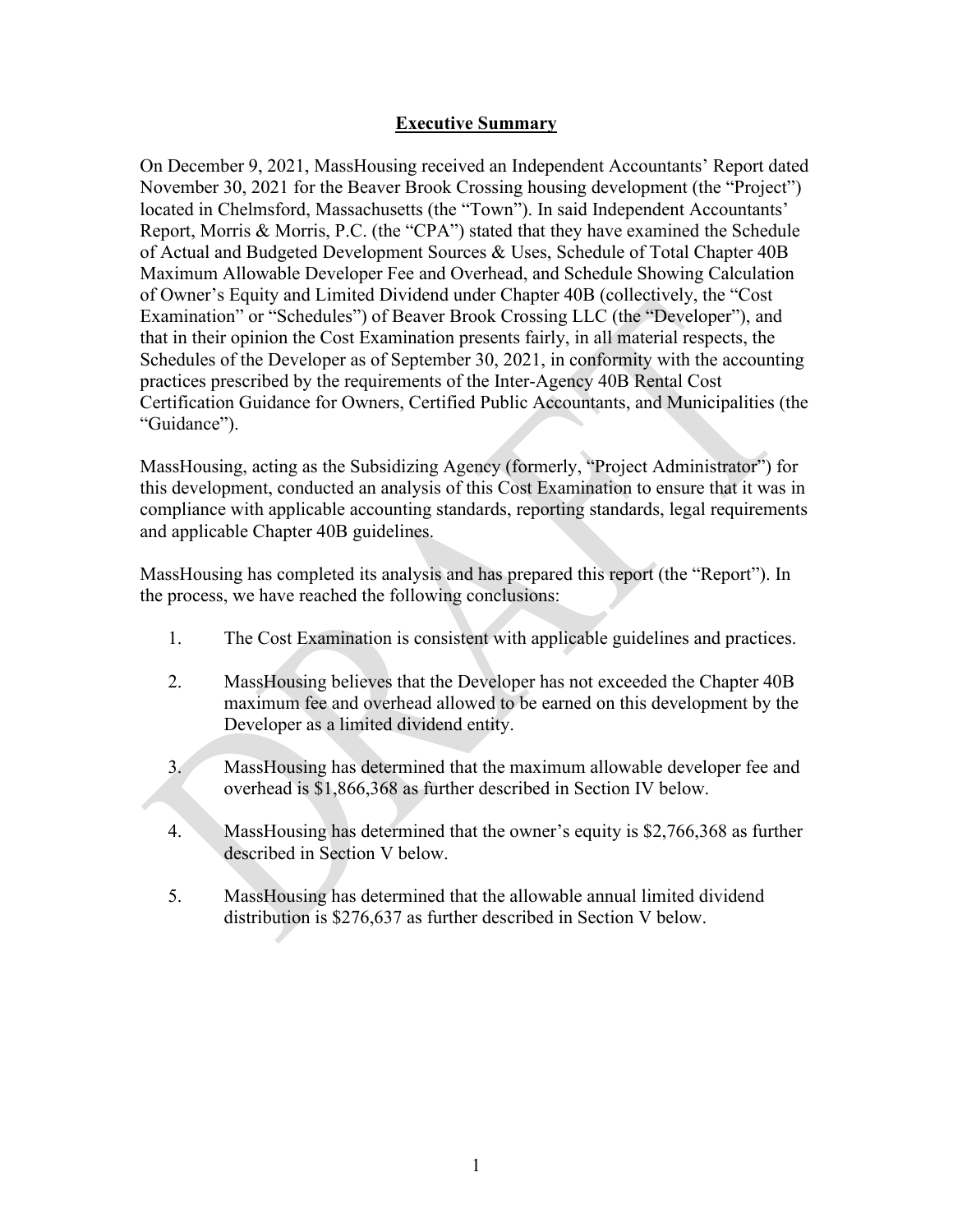## Executive Summary

On December 9, 2021, MassHousing received an Independent Accountants' Report dated November 30, 2021 for the Beaver Brook Crossing housing development (the "Project") located in Chelmsford, Massachusetts (the "Town"). In said Independent Accountants' Report, Morris & Morris, P.C. (the "CPA") stated that they have examined the Schedule of Actual and Budgeted Development Sources & Uses, Schedule of Total Chapter 40B Maximum Allowable Developer Fee and Overhead, and Schedule Showing Calculation of Owner's Equity and Limited Dividend under Chapter 40B (collectively, the "Cost Examination" or "Schedules") of Beaver Brook Crossing LLC (the "Developer"), and that in their opinion the Cost Examination presents fairly, in all material respects, the Schedules of the Developer as of September 30, 2021, in conformity with the accounting practices prescribed by the requirements of the Inter-Agency 40B Rental Cost Certification Guidance for Owners, Certified Public Accountants, and Municipalities (the "Guidance").

MassHousing, acting as the Subsidizing Agency (formerly, "Project Administrator") for this development, conducted an analysis of this Cost Examination to ensure that it was in compliance with applicable accounting standards, reporting standards, legal requirements and applicable Chapter 40B guidelines.

MassHousing has completed its analysis and has prepared this report (the "Report"). In the process, we have reached the following conclusions:

1. The Cost Examination is consistent with applicable guidelines and practices.

2. MassHousing believes that the Developer has not exceeded the Chapter 40B maximum fee and overhead allowed to be earned on this development by the Developer as a limited dividend entity.

3. MassHousing has determined that the maximum allowable developer fee and overhead is $1,866,368 as further described in Section IV below.

4. MassHousing has determined that the owner's equity is $2,766,368 as further described in Section V below.

5. MassHousing has determined that the allowable annual limited dividend distribution is $276,637 as further described in Section V below.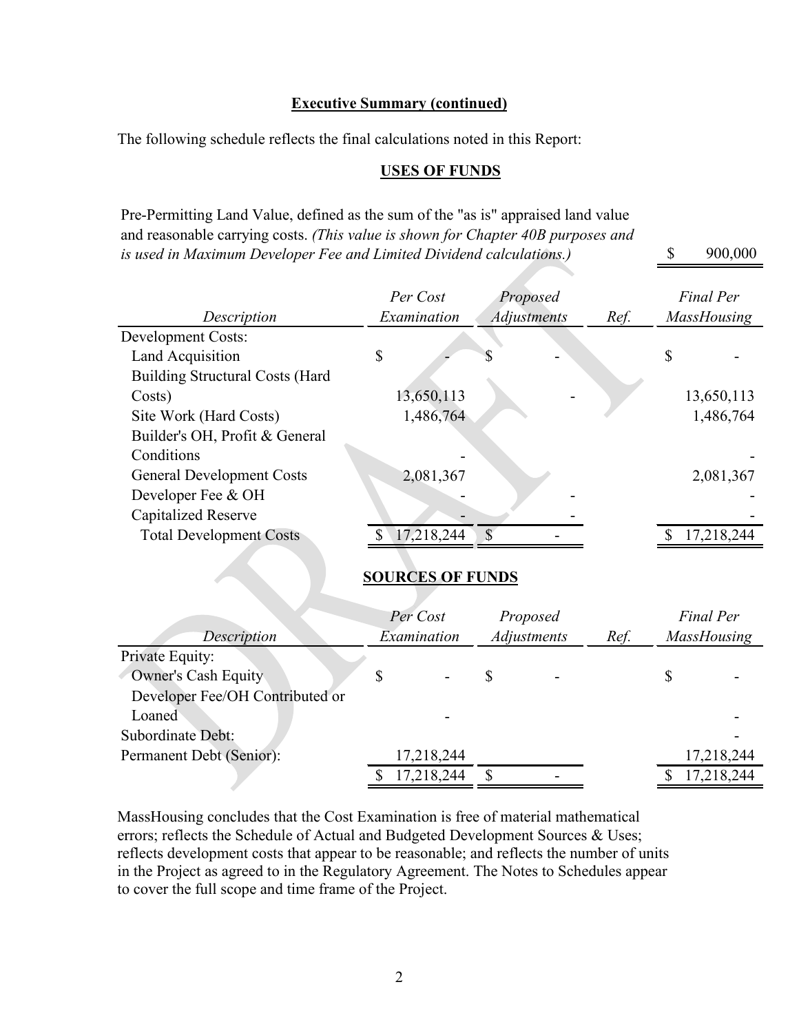## Executive Summary (continued)

The following schedule reflects the final calculations noted in this Report:

### USES OF FUNDS

| Pre-Permitting Land Value, defined as the sum of the "as is" appraised land value and reasonable carrying costs. *(This value is shown for Chapter 40B purposes and is used in Maximum Developer Fee and Limited Dividend calculations.)* | $ 900,000 |
|---|---|

| Description | Per Cost Examination | Proposed Adjustments | Ref. | Final Per MassHousing |
|---|---|---|---|---|
| Development Costs: | | | | |
| Land Acquisition | $ - | $ - | | $ - |
| Building Structural Costs (Hard Costs) | 13,650,113 | - | | 13,650,113 |
| Site Work (Hard Costs) | 1,486,764 | | | 1,486,764 |
| Builder's OH, Profit & General Conditions | - | | | - |
| General Development Costs | 2,081,367 | | | 2,081,367 |
| Developer Fee & OH | - | - | | - |
| Capitalized Reserve | - | - | | - |
| Total Development Costs | $ 17,218,244 | $ - | | $ 17,218,244 |

### SOURCES OF FUNDS

| Description | Per Cost Examination | Proposed Adjustments | Ref. | Final Per MassHousing |
|---|---|---|---|---|
| Private Equity: | | | | |
| Owner's Cash Equity | $ - | $ - | | $ - |
| Developer Fee/OH Contributed or Loaned | - | | | - |
| Subordinate Debt: | | | | - |
| Permanent Debt (Senior): | 17,218,244 | | | 17,218,244 |
| | $ 17,218,244 | $ - | | $ 17,218,244 |

MassHousing concludes that the Cost Examination is free of material mathematical errors; reflects the Schedule of Actual and Budgeted Development Sources & Uses; reflects development costs that appear to be reasonable; and reflects the number of units in the Project as agreed to in the Regulatory Agreement. The Notes to Schedules appear to cover the full scope and time frame of the Project.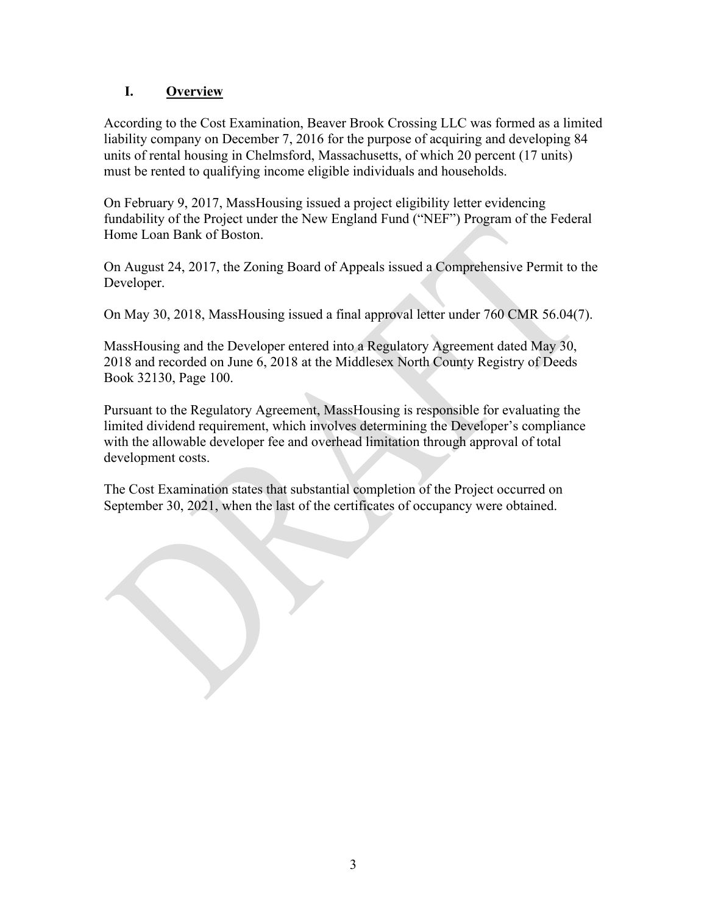## I. Overview

According to the Cost Examination, Beaver Brook Crossing LLC was formed as a limited liability company on December 7, 2016 for the purpose of acquiring and developing 84 units of rental housing in Chelmsford, Massachusetts, of which 20 percent (17 units) must be rented to qualifying income eligible individuals and households.

On February 9, 2017, MassHousing issued a project eligibility letter evidencing fundability of the Project under the New England Fund ("NEF") Program of the Federal Home Loan Bank of Boston.

On August 24, 2017, the Zoning Board of Appeals issued a Comprehensive Permit to the Developer.

On May 30, 2018, MassHousing issued a final approval letter under 760 CMR 56.04(7).

MassHousing and the Developer entered into a Regulatory Agreement dated May 30, 2018 and recorded on June 6, 2018 at the Middlesex North County Registry of Deeds Book 32130, Page 100.

Pursuant to the Regulatory Agreement, MassHousing is responsible for evaluating the limited dividend requirement, which involves determining the Developer's compliance with the allowable developer fee and overhead limitation through approval of total development costs.

The Cost Examination states that substantial completion of the Project occurred on September 30, 2021, when the last of the certificates of occupancy were obtained.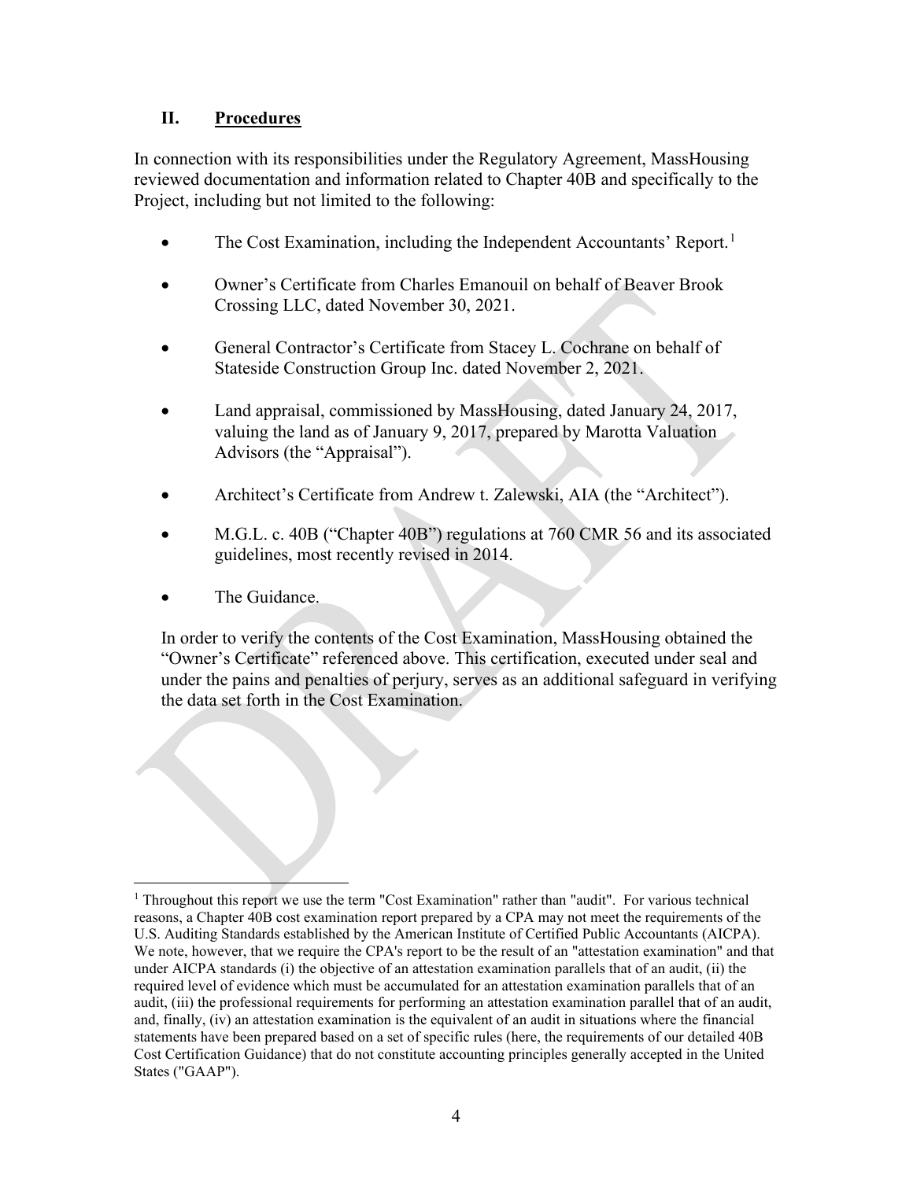## II. Procedures

In connection with its responsibilities under the Regulatory Agreement, MassHousing reviewed documentation and information related to Chapter 40B and specifically to the Project, including but not limited to the following:

- The Cost Examination, including the Independent Accountants' Report.[1]
- Owner's Certificate from Charles Emanouil on behalf of Beaver Brook Crossing LLC, dated November 30, 2021.
- General Contractor's Certificate from Stacey L. Cochrane on behalf of Stateside Construction Group Inc. dated November 2, 2021.
- Land appraisal, commissioned by MassHousing, dated January 24, 2017, valuing the land as of January 9, 2017, prepared by Marotta Valuation Advisors (the "Appraisal").
- Architect's Certificate from Andrew t. Zalewski, AIA (the "Architect").
- M.G.L. c. 40B ("Chapter 40B") regulations at 760 CMR 56 and its associated guidelines, most recently revised in 2014.
- The Guidance.

In order to verify the contents of the Cost Examination, MassHousing obtained the "Owner's Certificate" referenced above. This certification, executed under seal and under the pains and penalties of perjury, serves as an additional safeguard in verifying the data set forth in the Cost Examination.

[1] Throughout this report we use the term "Cost Examination" rather than "audit". For various technical reasons, a Chapter 40B cost examination report prepared by a CPA may not meet the requirements of the U.S. Auditing Standards established by the American Institute of Certified Public Accountants (AICPA). We note, however, that we require the CPA's report to be the result of an "attestation examination" and that under AICPA standards (i) the objective of an attestation examination parallels that of an audit, (ii) the required level of evidence which must be accumulated for an attestation examination parallels that of an audit, (iii) the professional requirements for performing an attestation examination parallel that of an audit, and, finally, (iv) an attestation examination is the equivalent of an audit in situations where the financial statements have been prepared based on a set of specific rules (here, the requirements of our detailed 40B Cost Certification Guidance) that do not constitute accounting principles generally accepted in the United States ("GAAP").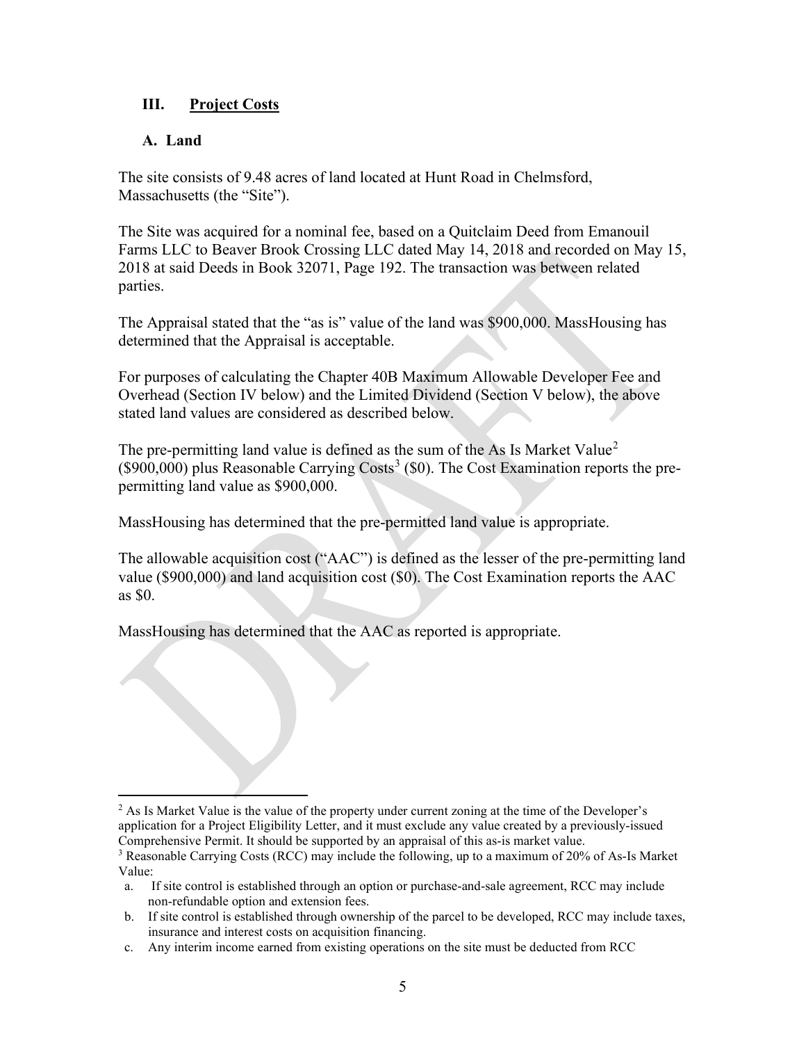## III. Project Costs

### A. Land

The site consists of 9.48 acres of land located at Hunt Road in Chelmsford, Massachusetts (the "Site").

The Site was acquired for a nominal fee, based on a Quitclaim Deed from Emanouil Farms LLC to Beaver Brook Crossing LLC dated May 14, 2018 and recorded on May 15, 2018 at said Deeds in Book 32071, Page 192. The transaction was between related parties.

The Appraisal stated that the "as is" value of the land was $900,000. MassHousing has determined that the Appraisal is acceptable.

For purposes of calculating the Chapter 40B Maximum Allowable Developer Fee and Overhead (Section IV below) and the Limited Dividend (Section V below), the above stated land values are considered as described below.

The pre-permitting land value is defined as the sum of the As Is Market Value[2] ($900,000) plus Reasonable Carrying Costs[3] ($0). The Cost Examination reports the pre-permitting land value as $900,000.

MassHousing has determined that the pre-permitted land value is appropriate.

The allowable acquisition cost ("AAC") is defined as the lesser of the pre-permitting land value ($900,000) and land acquisition cost ($0). The Cost Examination reports the AAC as $0.

MassHousing has determined that the AAC as reported is appropriate.

---

[2] As Is Market Value is the value of the property under current zoning at the time of the Developer's application for a Project Eligibility Letter, and it must exclude any value created by a previously-issued Comprehensive Permit. It should be supported by an appraisal of this as-is market value.

[3] Reasonable Carrying Costs (RCC) may include the following, up to a maximum of 20% of As-Is Market Value:

a. If site control is established through an option or purchase-and-sale agreement, RCC may include non-refundable option and extension fees.

b. If site control is established through ownership of the parcel to be developed, RCC may include taxes, insurance and interest costs on acquisition financing.

c. Any interim income earned from existing operations on the site must be deducted from RCC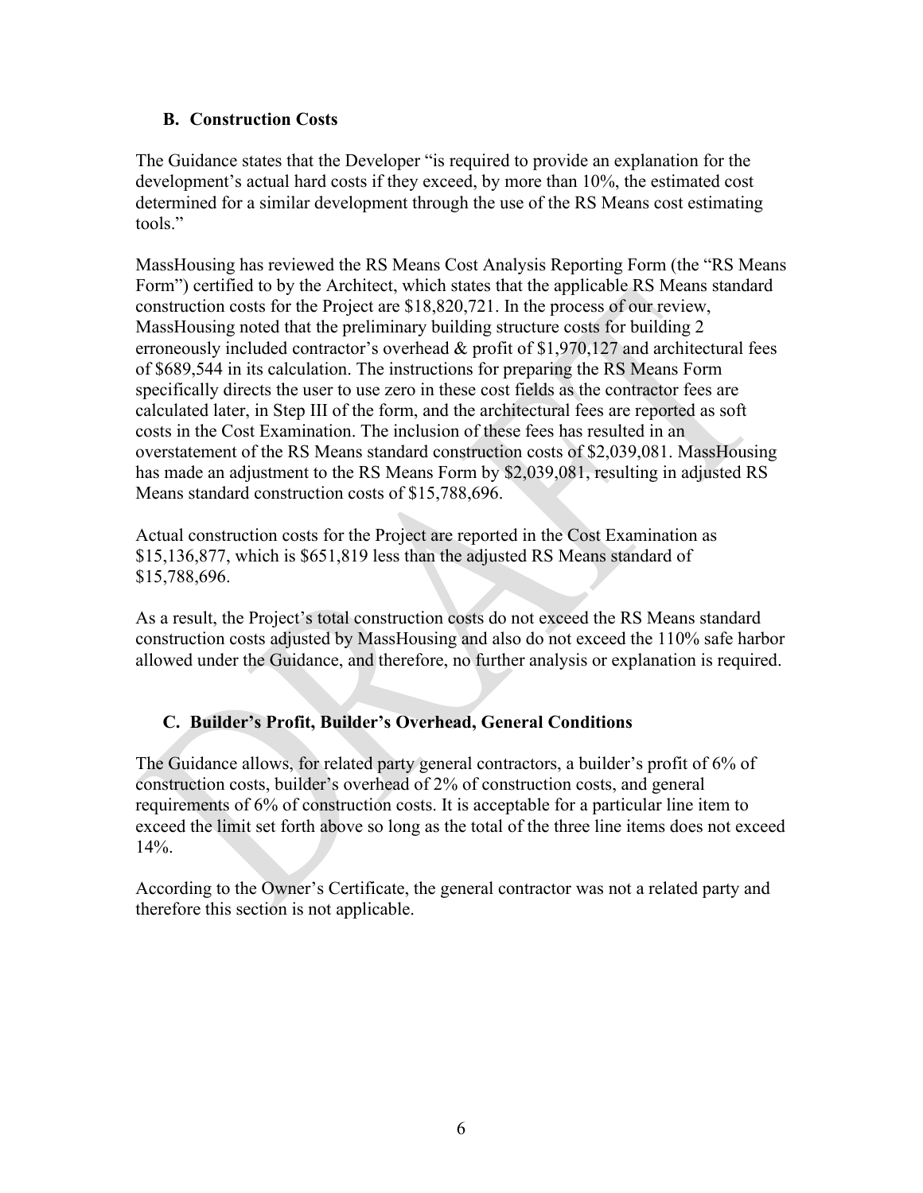### B. Construction Costs

The Guidance states that the Developer "is required to provide an explanation for the development's actual hard costs if they exceed, by more than 10%, the estimated cost determined for a similar development through the use of the RS Means cost estimating tools."

MassHousing has reviewed the RS Means Cost Analysis Reporting Form (the "RS Means Form") certified to by the Architect, which states that the applicable RS Means standard construction costs for the Project are $18,820,721. In the process of our review, MassHousing noted that the preliminary building structure costs for building 2 erroneously included contractor's overhead & profit of $1,970,127 and architectural fees of $689,544 in its calculation. The instructions for preparing the RS Means Form specifically directs the user to use zero in these cost fields as the contractor fees are calculated later, in Step III of the form, and the architectural fees are reported as soft costs in the Cost Examination. The inclusion of these fees has resulted in an overstatement of the RS Means standard construction costs of $2,039,081. MassHousing has made an adjustment to the RS Means Form by $2,039,081, resulting in adjusted RS Means standard construction costs of $15,788,696.

Actual construction costs for the Project are reported in the Cost Examination as $15,136,877, which is $651,819 less than the adjusted RS Means standard of $15,788,696.

As a result, the Project's total construction costs do not exceed the RS Means standard construction costs adjusted by MassHousing and also do not exceed the 110% safe harbor allowed under the Guidance, and therefore, no further analysis or explanation is required.

### C. Builder's Profit, Builder's Overhead, General Conditions

The Guidance allows, for related party general contractors, a builder's profit of 6% of construction costs, builder's overhead of 2% of construction costs, and general requirements of 6% of construction costs. It is acceptable for a particular line item to exceed the limit set forth above so long as the total of the three line items does not exceed 14%.

According to the Owner's Certificate, the general contractor was not a related party and therefore this section is not applicable.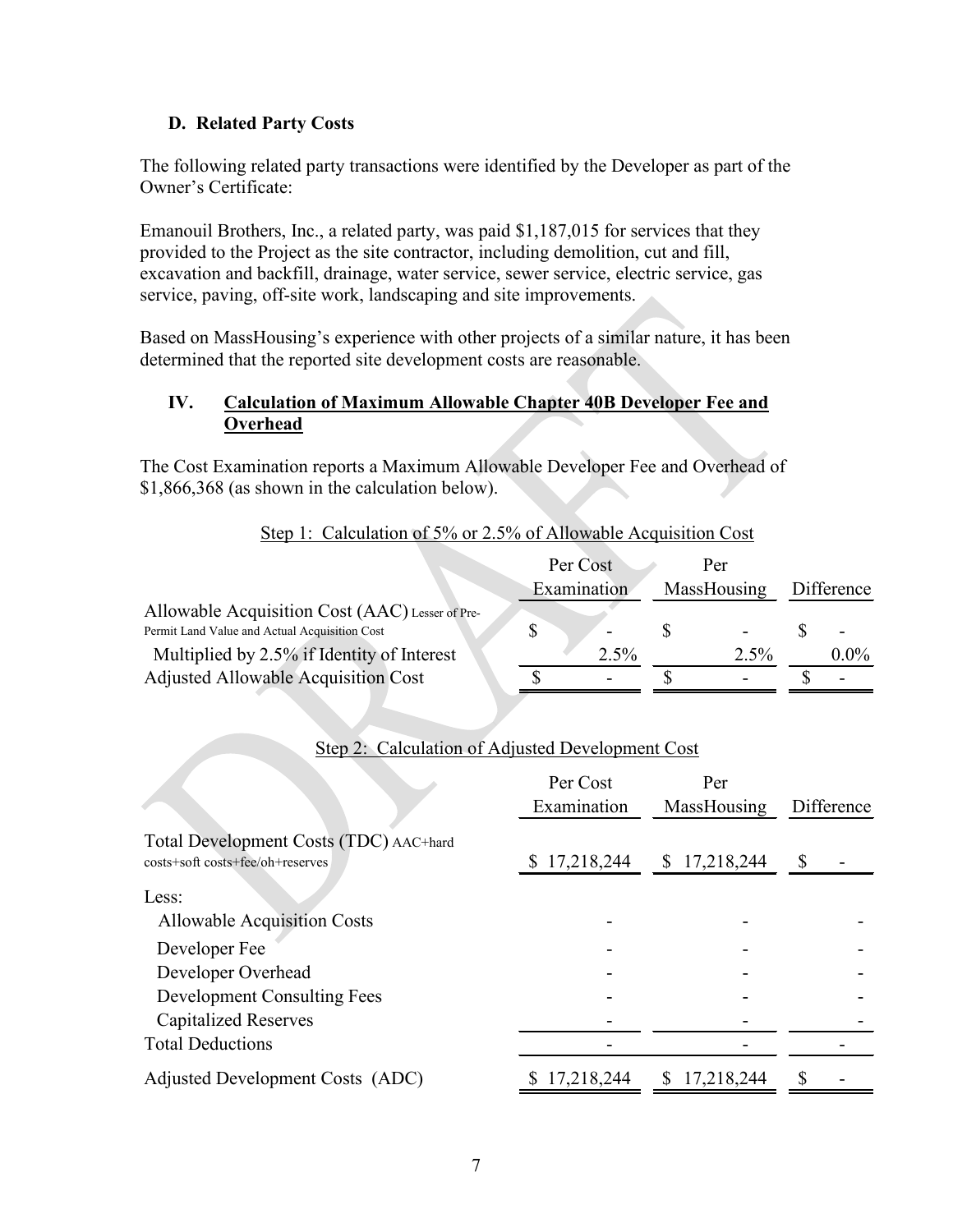### D. Related Party Costs

The following related party transactions were identified by the Developer as part of the Owner's Certificate:

Emanouil Brothers, Inc., a related party, was paid $1,187,015 for services that they provided to the Project as the site contractor, including demolition, cut and fill, excavation and backfill, drainage, water service, sewer service, electric service, gas service, paving, off-site work, landscaping and site improvements.

Based on MassHousing's experience with other projects of a similar nature, it has been determined that the reported site development costs are reasonable.

## IV. Calculation of Maximum Allowable Chapter 40B Developer Fee and Overhead

The Cost Examination reports a Maximum Allowable Developer Fee and Overhead of $1,866,368 (as shown in the calculation below).

Step 1: Calculation of 5% or 2.5% of Allowable Acquisition Cost

| | Per Cost Examination | Per MassHousing | Difference |
|---|---|---|---|
| Allowable Acquisition Cost (AAC) Lesser of Pre-Permit Land Value and Actual Acquisition Cost | $ - | $ - | $ - |
| Multiplied by 2.5% if Identity of Interest | 2.5% | 2.5% | 0.0% |
| Adjusted Allowable Acquisition Cost | $ - | $ - | $ - |

Step 2: Calculation of Adjusted Development Cost

| | Per Cost Examination | Per MassHousing | Difference |
|---|---|---|---|
| Total Development Costs (TDC) AAC+hard costs+soft costs+fee/oh+reserves | $ 17,218,244 | $ 17,218,244 | $ - |
| Less: | | | |
| Allowable Acquisition Costs | - | - | - |
| Developer Fee | - | - | - |
| Developer Overhead | - | - | - |
| Development Consulting Fees | - | - | - |
| Capitalized Reserves | - | - | - |
| Total Deductions | - | - | - |
| Adjusted Development Costs (ADC) | $ 17,218,244 | $ 17,218,244 | $ - |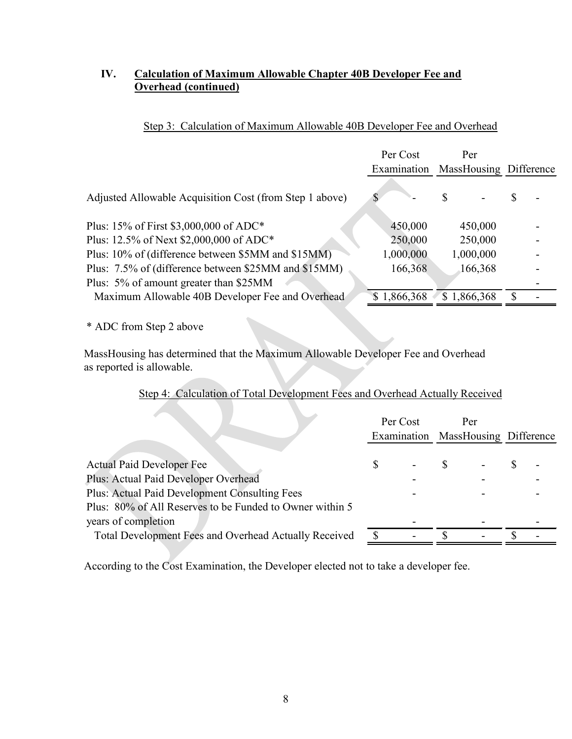## IV. Calculation of Maximum Allowable Chapter 40B Developer Fee and Overhead (continued)

Step 3: Calculation of Maximum Allowable 40B Developer Fee and Overhead

| | Per Cost Examination | Per MassHousing | Difference |
|---|---|---|---|
| Adjusted Allowable Acquisition Cost (from Step 1 above) | $ - | $ - | $ - |
| Plus: 15% of First $3,000,000 of ADC* | 450,000 | 450,000 | - |
| Plus: 12.5% of Next $2,000,000 of ADC* | 250,000 | 250,000 | - |
| Plus: 10% of (difference between $5MM and $15MM) | 1,000,000 | 1,000,000 | - |
| Plus: 7.5% of (difference between $25MM and $15MM) | 166,368 | 166,368 | - |
| Plus: 5% of amount greater than $25MM | | | - |
| Maximum Allowable 40B Developer Fee and Overhead | $ 1,866,368 | $ 1,866,368 | $ - |

* ADC from Step 2 above

MassHousing has determined that the Maximum Allowable Developer Fee and Overhead as reported is allowable.

Step 4: Calculation of Total Development Fees and Overhead Actually Received

| | Per Cost Examination | Per MassHousing | Difference |
|---|---|---|---|
| Actual Paid Developer Fee | $ - | $ - | $ - |
| Plus: Actual Paid Developer Overhead | - | - | - |
| Plus: Actual Paid Development Consulting Fees | - | - | - |
| Plus: 80% of All Reserves to be Funded to Owner within 5 years of completion | - | - | - |
| Total Development Fees and Overhead Actually Received | $ - | $ - | $ - |

According to the Cost Examination, the Developer elected not to take a developer fee.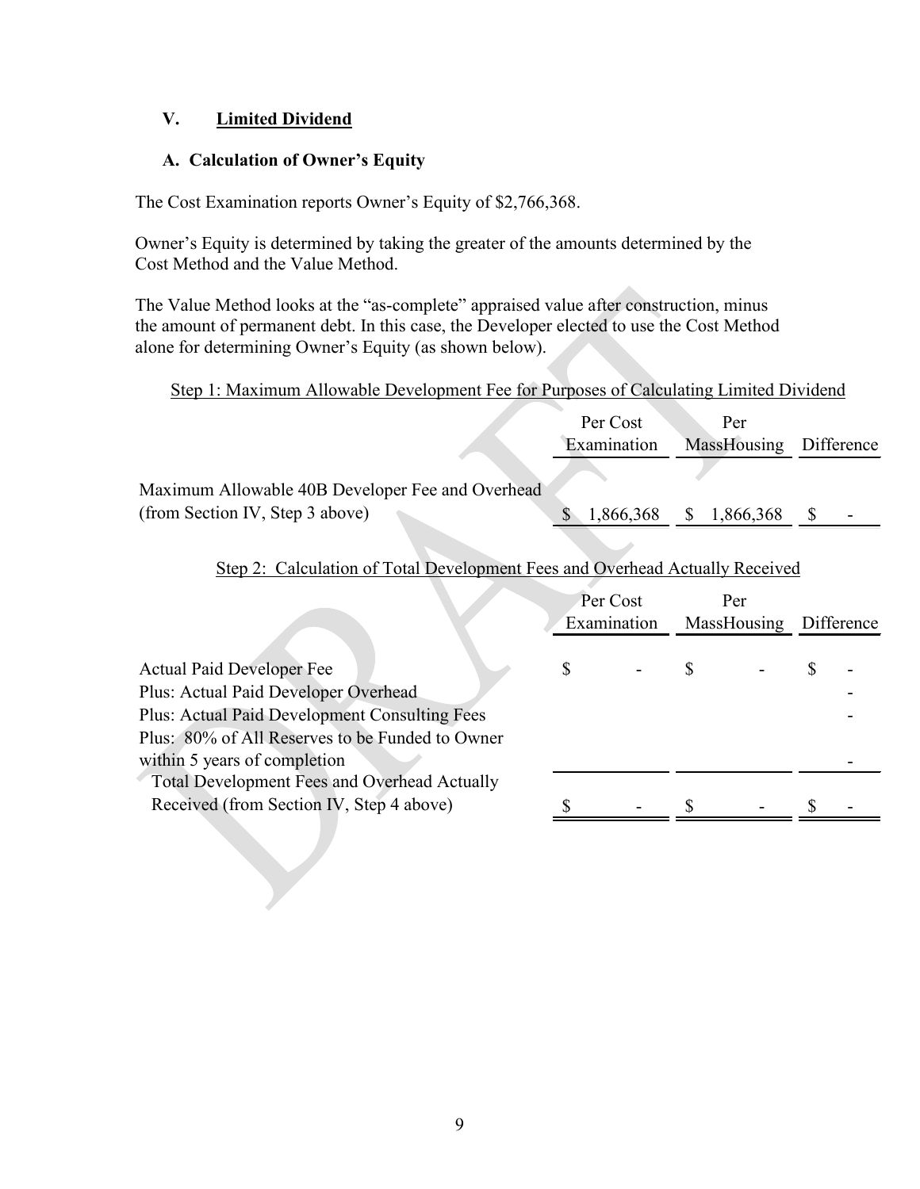## V. Limited Dividend

### A. Calculation of Owner's Equity

The Cost Examination reports Owner's Equity of $2,766,368.

Owner's Equity is determined by taking the greater of the amounts determined by the Cost Method and the Value Method.

The Value Method looks at the "as-complete" appraised value after construction, minus the amount of permanent debt. In this case, the Developer elected to use the Cost Method alone for determining Owner's Equity (as shown below).

Step 1: Maximum Allowable Development Fee for Purposes of Calculating Limited Dividend

| | Per Cost Examination | Per MassHousing | Difference |
|---|---|---|---|
| Maximum Allowable 40B Developer Fee and Overhead (from Section IV, Step 3 above) | $ 1,866,368 | $ 1,866,368 | $ - |

Step 2: Calculation of Total Development Fees and Overhead Actually Received

| | Per Cost Examination | Per MassHousing | Difference |
|---|---|---|---|
| Actual Paid Developer Fee | $ - | $ - | $ - |
| Plus: Actual Paid Developer Overhead | | | - |
| Plus: Actual Paid Development Consulting Fees | | | - |
| Plus: 80% of All Reserves to be Funded to Owner within 5 years of completion | | | - |
| Total Development Fees and Overhead Actually Received (from Section IV, Step 4 above) | $ - | $ - | $ - |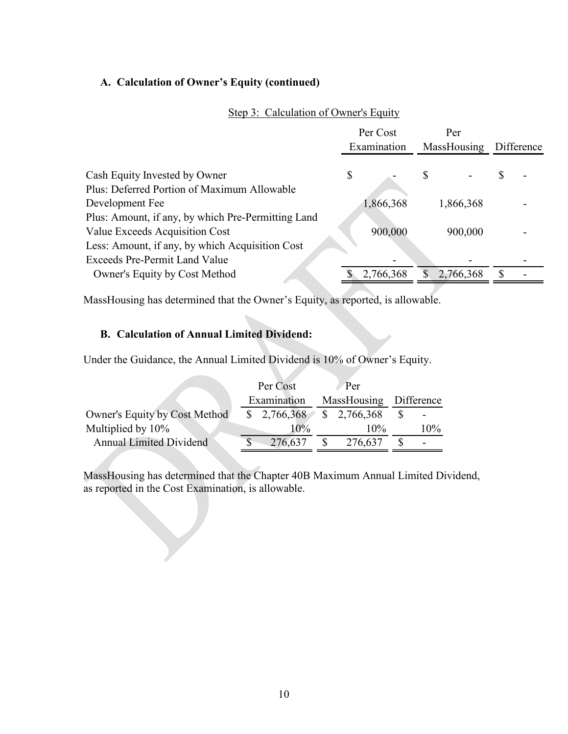### A. Calculation of Owner's Equity (continued)

Step 3: Calculation of Owner's Equity

| | Per Cost Examination | Per MassHousing | Difference |
|---|---|---|---|
| Cash Equity Invested by Owner | $ - | $ - | $ - |
| Plus: Deferred Portion of Maximum Allowable Development Fee | 1,866,368 | 1,866,368 | - |
| Plus: Amount, if any, by which Pre-Permitting Land Value Exceeds Acquisition Cost | 900,000 | 900,000 | - |
| Less: Amount, if any, by which Acquisition Cost Exceeds Pre-Permit Land Value | - | - | - |
| Owner's Equity by Cost Method | $ 2,766,368 | $ 2,766,368 | $ - |

MassHousing has determined that the Owner's Equity, as reported, is allowable.

### B. Calculation of Annual Limited Dividend:

Under the Guidance, the Annual Limited Dividend is 10% of Owner's Equity.

| | Per Cost Examination | Per MassHousing | Difference |
|---|---|---|---|
| Owner's Equity by Cost Method | $ 2,766,368 | $ 2,766,368 | $ - |
| Multiplied by 10% | 10% | 10% | 10% |
| Annual Limited Dividend | $ 276,637 | $ 276,637 | $ - |

MassHousing has determined that the Chapter 40B Maximum Annual Limited Dividend, as reported in the Cost Examination, is allowable.